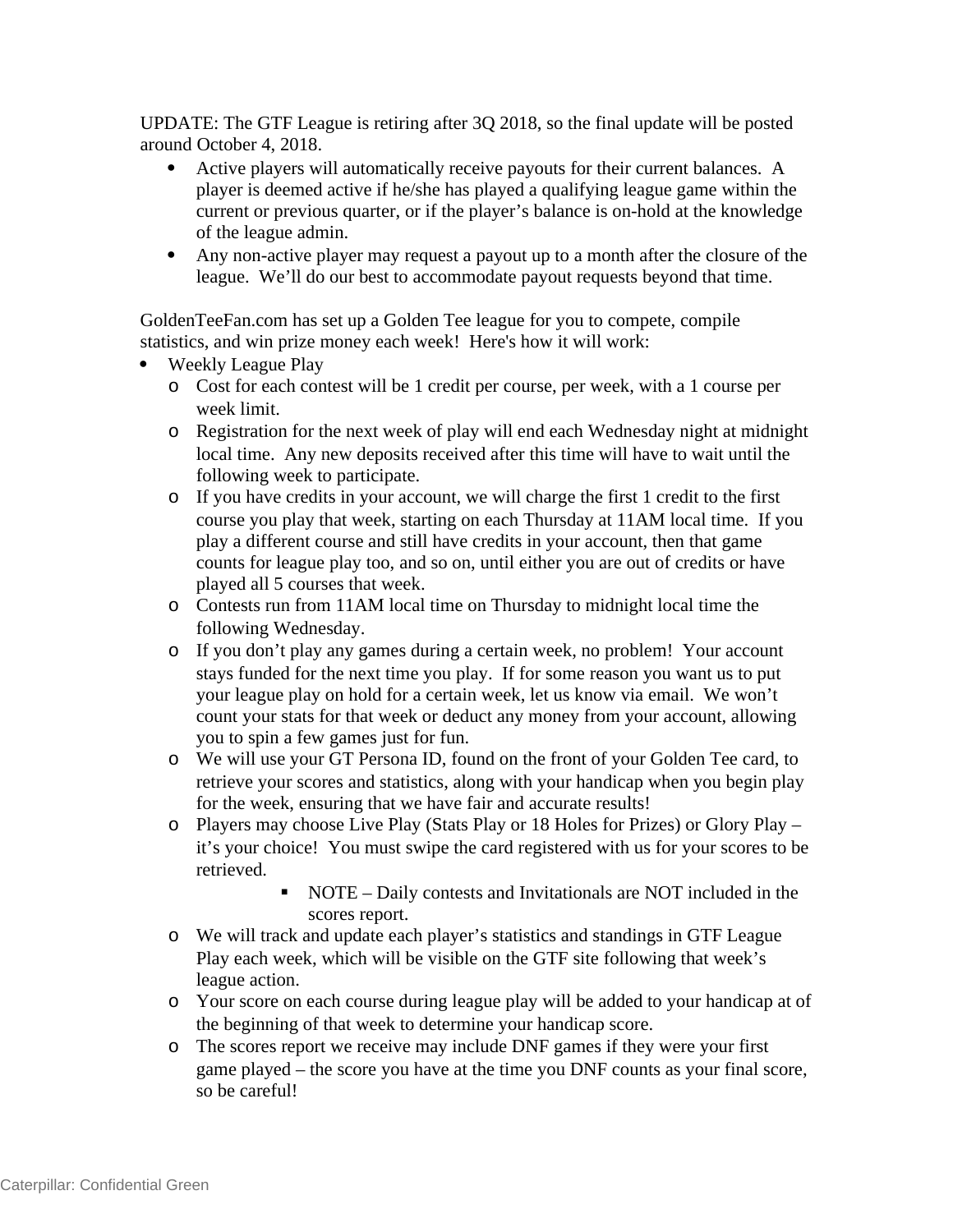UPDATE: The GTF League is retiring after 3Q 2018, so the final update will be posted around October 4, 2018.

- Active players will automatically receive payouts for their current balances. A player is deemed active if he/she has played a qualifying league game within the current or previous quarter, or if the player's balance is on-hold at the knowledge of the league admin.
- Any non-active player may request a payout up to a month after the closure of the league. We'll do our best to accommodate payout requests beyond that time.

GoldenTeeFan.com has set up a Golden Tee league for you to compete, compile statistics, and win prize money each week! Here's how it will work:

- Weekly League Play
  - Cost for each contest will be 1 credit per course, per week, with a 1 course per week limit.
  - Registration for the next week of play will end each Wednesday night at midnight local time. Any new deposits received after this time will have to wait until the following week to participate.
  - If you have credits in your account, we will charge the first 1 credit to the first course you play that week, starting on each Thursday at 11AM local time. If you play a different course and still have credits in your account, then that game counts for league play too, and so on, until either you are out of credits or have played all 5 courses that week.
  - Contests run from 11AM local time on Thursday to midnight local time the following Wednesday.
  - If you don't play any games during a certain week, no problem! Your account stays funded for the next time you play. If for some reason you want us to put your league play on hold for a certain week, let us know via email. We won't count your stats for that week or deduct any money from your account, allowing you to spin a few games just for fun.
  - We will use your GT Persona ID, found on the front of your Golden Tee card, to retrieve your scores and statistics, along with your handicap when you begin play for the week, ensuring that we have fair and accurate results!
  - Players may choose Live Play (Stats Play or 18 Holes for Prizes) or Glory Play – it's your choice! You must swipe the card registered with us for your scores to be retrieved.
    - NOTE – Daily contests and Invitationals are NOT included in the scores report.
  - We will track and update each player's statistics and standings in GTF League Play each week, which will be visible on the GTF site following that week's league action.
  - Your score on each course during league play will be added to your handicap at of the beginning of that week to determine your handicap score.
  - The scores report we receive may include DNF games if they were your first game played – the score you have at the time you DNF counts as your final score, so be careful!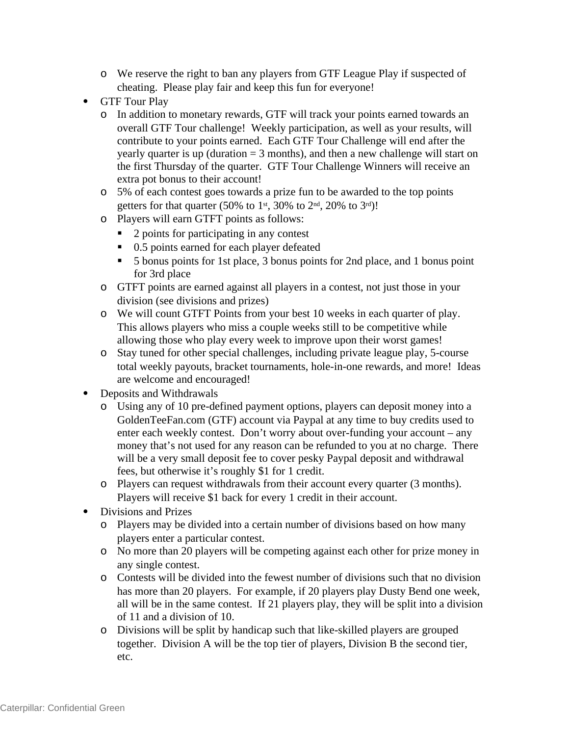- We reserve the right to ban any players from GTF League Play if suspected of cheating. Please play fair and keep this fun for everyone!
- GTF Tour Play
  - In addition to monetary rewards, GTF will track your points earned towards an overall GTF Tour challenge! Weekly participation, as well as your results, will contribute to your points earned. Each GTF Tour Challenge will end after the yearly quarter is up (duration = 3 months), and then a new challenge will start on the first Thursday of the quarter. GTF Tour Challenge Winners will receive an extra pot bonus to their account!
  - 5% of each contest goes towards a prize fun to be awarded to the top points getters for that quarter (50% to 1st, 30% to 2nd, 20% to 3rd)!
  - Players will earn GTFT points as follows:
    - 2 points for participating in any contest
    - 0.5 points earned for each player defeated
    - 5 bonus points for 1st place, 3 bonus points for 2nd place, and 1 bonus point for 3rd place
  - GTFT points are earned against all players in a contest, not just those in your division (see divisions and prizes)
  - We will count GTFT Points from your best 10 weeks in each quarter of play. This allows players who miss a couple weeks still to be competitive while allowing those who play every week to improve upon their worst games!
  - Stay tuned for other special challenges, including private league play, 5-course total weekly payouts, bracket tournaments, hole-in-one rewards, and more! Ideas are welcome and encouraged!
- Deposits and Withdrawals
  - Using any of 10 pre-defined payment options, players can deposit money into a GoldenTeeFan.com (GTF) account via Paypal at any time to buy credits used to enter each weekly contest. Don't worry about over-funding your account – any money that's not used for any reason can be refunded to you at no charge. There will be a very small deposit fee to cover pesky Paypal deposit and withdrawal fees, but otherwise it's roughly $1 for 1 credit.
  - Players can request withdrawals from their account every quarter (3 months). Players will receive $1 back for every 1 credit in their account.
- Divisions and Prizes
  - Players may be divided into a certain number of divisions based on how many players enter a particular contest.
  - No more than 20 players will be competing against each other for prize money in any single contest.
  - Contests will be divided into the fewest number of divisions such that no division has more than 20 players. For example, if 20 players play Dusty Bend one week, all will be in the same contest. If 21 players play, they will be split into a division of 11 and a division of 10.
  - Divisions will be split by handicap such that like-skilled players are grouped together. Division A will be the top tier of players, Division B the second tier, etc.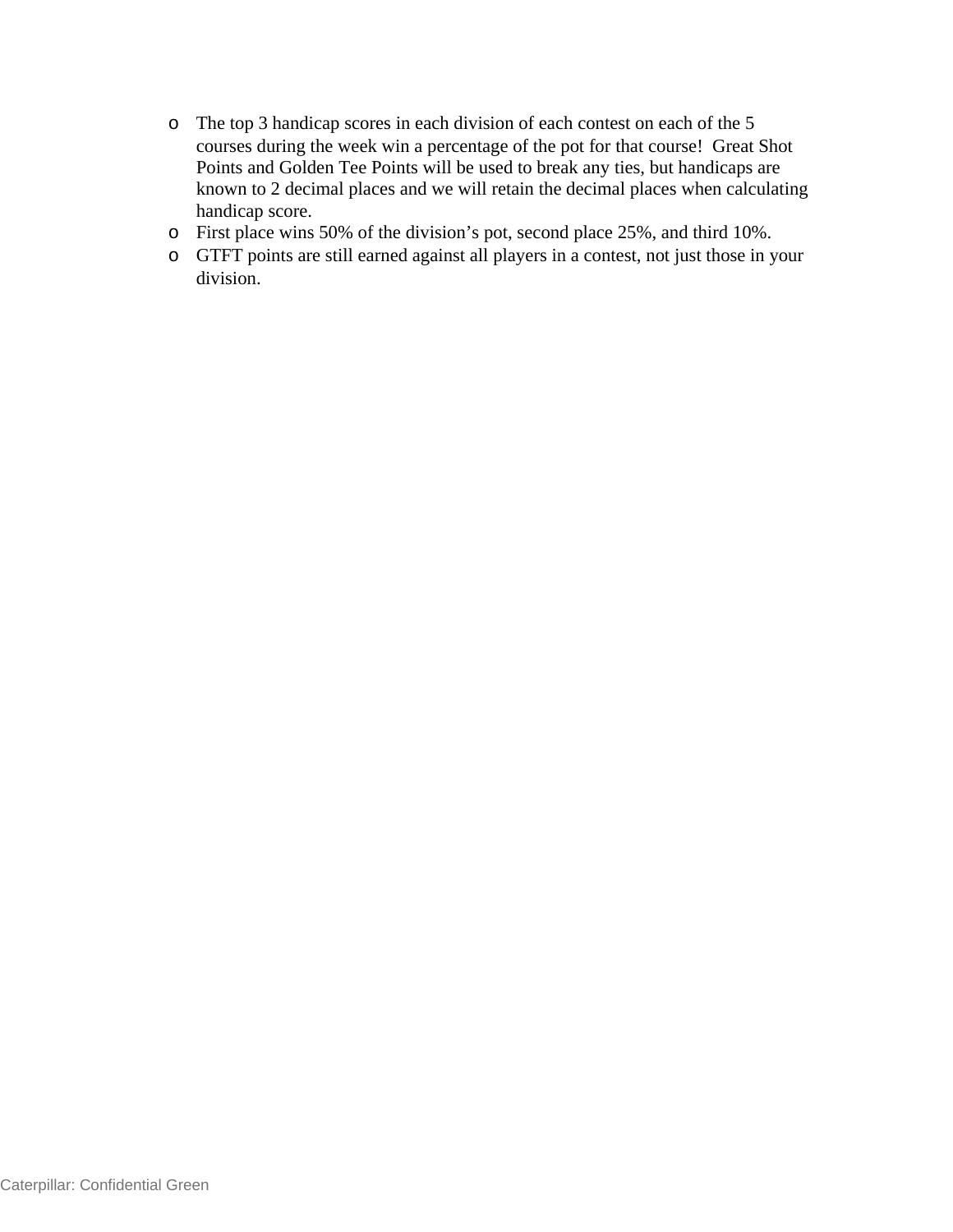- The top 3 handicap scores in each division of each contest on each of the 5 courses during the week win a percentage of the pot for that course!  Great Shot Points and Golden Tee Points will be used to break any ties, but handicaps are known to 2 decimal places and we will retain the decimal places when calculating handicap score.
- First place wins 50% of the division's pot, second place 25%, and third 10%.
- GTFT points are still earned against all players in a contest, not just those in your division.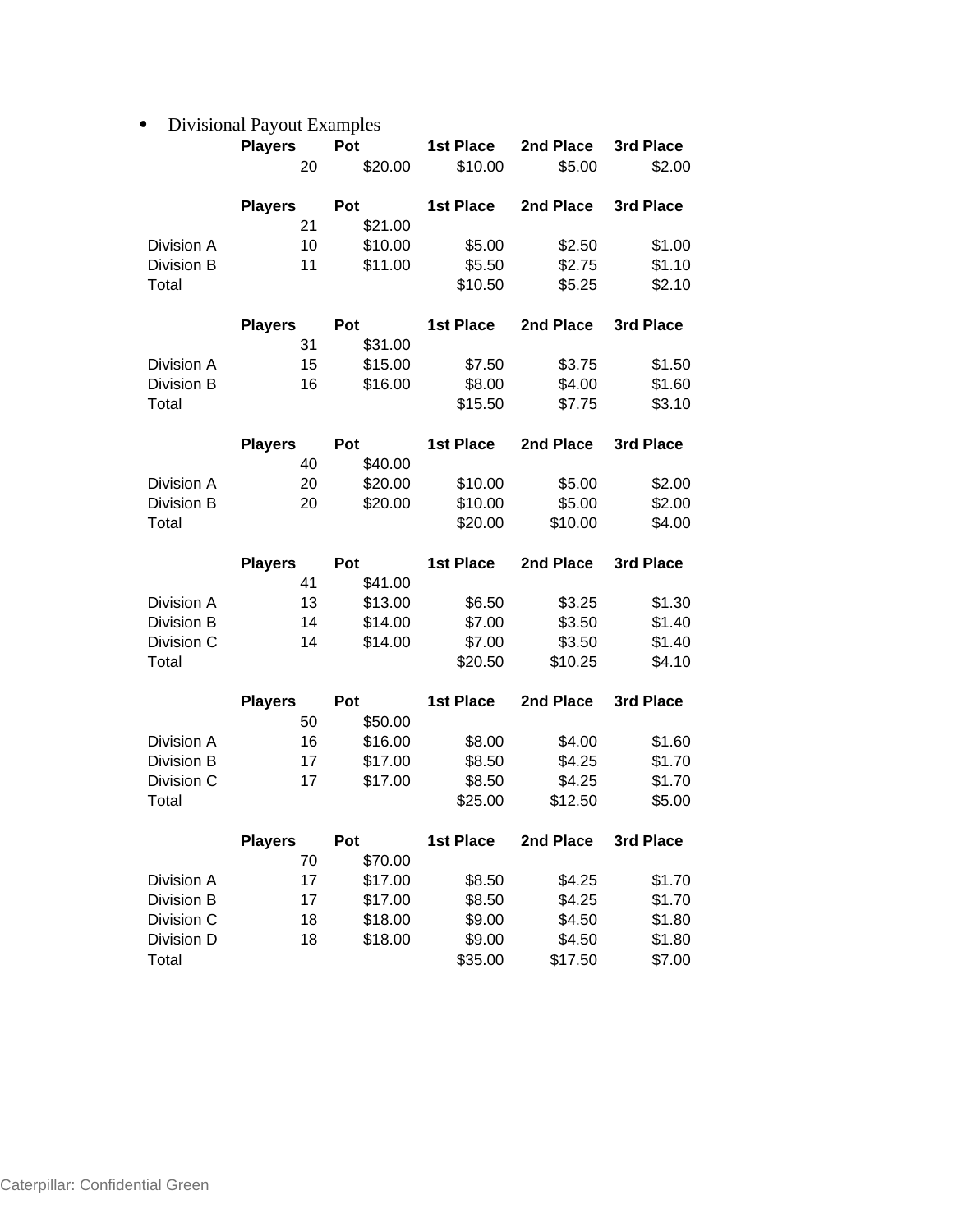- Divisional Payout Examples

| | Players | Pot | 1st Place | 2nd Place | 3rd Place |
|---|---|---|---|---|---|
| | 20 | $20.00 | $10.00 | $5.00 | $2.00 |

| | Players | Pot | 1st Place | 2nd Place | 3rd Place |
|---|---|---|---|---|---|
| | 21 | $21.00 | | | |
| Division A | 10 | $10.00 | $5.00 | $2.50 | $1.00 |
| Division B | 11 | $11.00 | $5.50 | $2.75 | $1.10 |
| Total | | | $10.50 | $5.25 | $2.10 |

| | Players | Pot | 1st Place | 2nd Place | 3rd Place |
|---|---|---|---|---|---|
| | 31 | $31.00 | | | |
| Division A | 15 | $15.00 | $7.50 | $3.75 | $1.50 |
| Division B | 16 | $16.00 | $8.00 | $4.00 | $1.60 |
| Total | | | $15.50 | $7.75 | $3.10 |

| | Players | Pot | 1st Place | 2nd Place | 3rd Place |
|---|---|---|---|---|---|
| | 40 | $40.00 | | | |
| Division A | 20 | $20.00 | $10.00 | $5.00 | $2.00 |
| Division B | 20 | $20.00 | $10.00 | $5.00 | $2.00 |
| Total | | | $20.00 | $10.00 | $4.00 |

| | Players | Pot | 1st Place | 2nd Place | 3rd Place |
|---|---|---|---|---|---|
| | 41 | $41.00 | | | |
| Division A | 13 | $13.00 | $6.50 | $3.25 | $1.30 |
| Division B | 14 | $14.00 | $7.00 | $3.50 | $1.40 |
| Division C | 14 | $14.00 | $7.00 | $3.50 | $1.40 |
| Total | | | $20.50 | $10.25 | $4.10 |

| | Players | Pot | 1st Place | 2nd Place | 3rd Place |
|---|---|---|---|---|---|
| | 50 | $50.00 | | | |
| Division A | 16 | $16.00 | $8.00 | $4.00 | $1.60 |
| Division B | 17 | $17.00 | $8.50 | $4.25 | $1.70 |
| Division C | 17 | $17.00 | $8.50 | $4.25 | $1.70 |
| Total | | | $25.00 | $12.50 | $5.00 |

| | Players | Pot | 1st Place | 2nd Place | 3rd Place |
|---|---|---|---|---|---|
| | 70 | $70.00 | | | |
| Division A | 17 | $17.00 | $8.50 | $4.25 | $1.70 |
| Division B | 17 | $17.00 | $8.50 | $4.25 | $1.70 |
| Division C | 18 | $18.00 | $9.00 | $4.50 | $1.80 |
| Division D | 18 | $18.00 | $9.00 | $4.50 | $1.80 |
| Total | | | $35.00 | $17.50 | $7.00 |